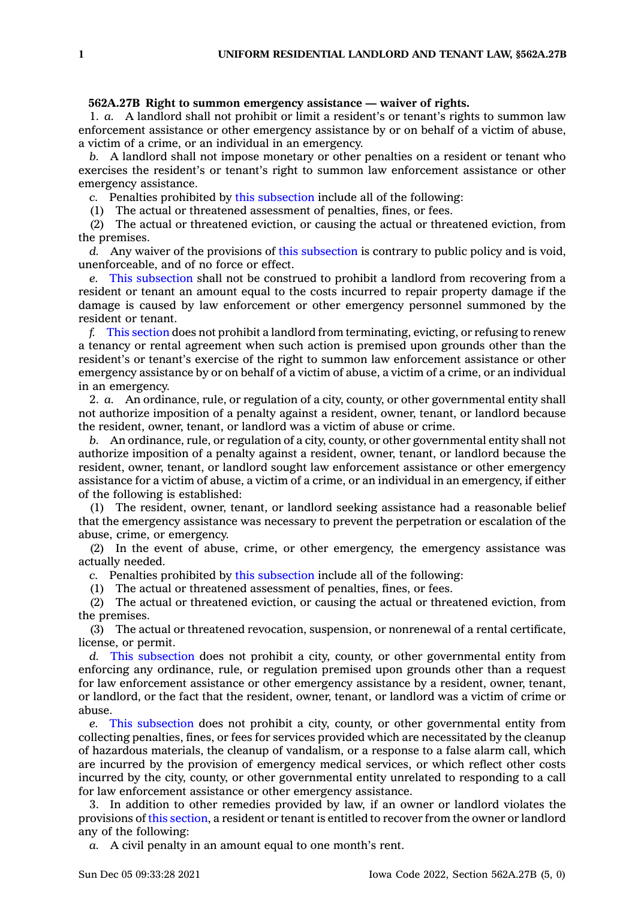**562A.27B Right to summon emergency assistance — waiver of rights.**

1. *a.* A landlord shall not prohibit or limit a resident's or tenant's rights to summon law enforcement assistance or other emergency assistance by or on behalf of a victim of abuse, a victim of a crime, or an individual in an emergency.

*b.* A landlord shall not impose monetary or other penalties on a resident or tenant who exercises the resident's or tenant's right to summon law enforcement assistance or other emergency assistance.

*c.* Penalties prohibited by this subsection include all of the following:

(1) The actual or threatened assessment of penalties, fines, or fees.

(2) The actual or threatened eviction, or causing the actual or threatened eviction, from the premises.

*d.* Any waiver of the provisions of this subsection is contrary to public policy and is void, unenforceable, and of no force or effect.

*e.* This subsection shall not be construed to prohibit a landlord from recovering from a resident or tenant an amount equal to the costs incurred to repair property damage if the damage is caused by law enforcement or other emergency personnel summoned by the resident or tenant.

*f.* This section does not prohibit a landlord from terminating, evicting, or refusing to renew a tenancy or rental agreement when such action is premised upon grounds other than the resident's or tenant's exercise of the right to summon law enforcement assistance or other emergency assistance by or on behalf of a victim of abuse, a victim of a crime, or an individual in an emergency.

2. *a.* An ordinance, rule, or regulation of a city, county, or other governmental entity shall not authorize imposition of a penalty against a resident, owner, tenant, or landlord because the resident, owner, tenant, or landlord was a victim of abuse or crime.

*b.* An ordinance, rule, or regulation of a city, county, or other governmental entity shall not authorize imposition of a penalty against a resident, owner, tenant, or landlord because the resident, owner, tenant, or landlord sought law enforcement assistance or other emergency assistance for a victim of abuse, a victim of a crime, or an individual in an emergency, if either of the following is established:

(1) The resident, owner, tenant, or landlord seeking assistance had a reasonable belief that the emergency assistance was necessary to prevent the perpetration or escalation of the abuse, crime, or emergency.

(2) In the event of abuse, crime, or other emergency, the emergency assistance was actually needed.

*c.* Penalties prohibited by this subsection include all of the following:

(1) The actual or threatened assessment of penalties, fines, or fees.

(2) The actual or threatened eviction, or causing the actual or threatened eviction, from the premises.

(3) The actual or threatened revocation, suspension, or nonrenewal of a rental certificate, license, or permit.

*d.* This subsection does not prohibit a city, county, or other governmental entity from enforcing any ordinance, rule, or regulation premised upon grounds other than a request for law enforcement assistance or other emergency assistance by a resident, owner, tenant, or landlord, or the fact that the resident, owner, tenant, or landlord was a victim of crime or abuse.

*e.* This subsection does not prohibit a city, county, or other governmental entity from collecting penalties, fines, or fees for services provided which are necessitated by the cleanup of hazardous materials, the cleanup of vandalism, or a response to a false alarm call, which are incurred by the provision of emergency medical services, or which reflect other costs incurred by the city, county, or other governmental entity unrelated to responding to a call for law enforcement assistance or other emergency assistance.

3. In addition to other remedies provided by law, if an owner or landlord violates the provisions of this section, a resident or tenant is entitled to recover from the owner or landlord any of the following:

*a.* A civil penalty in an amount equal to one month's rent.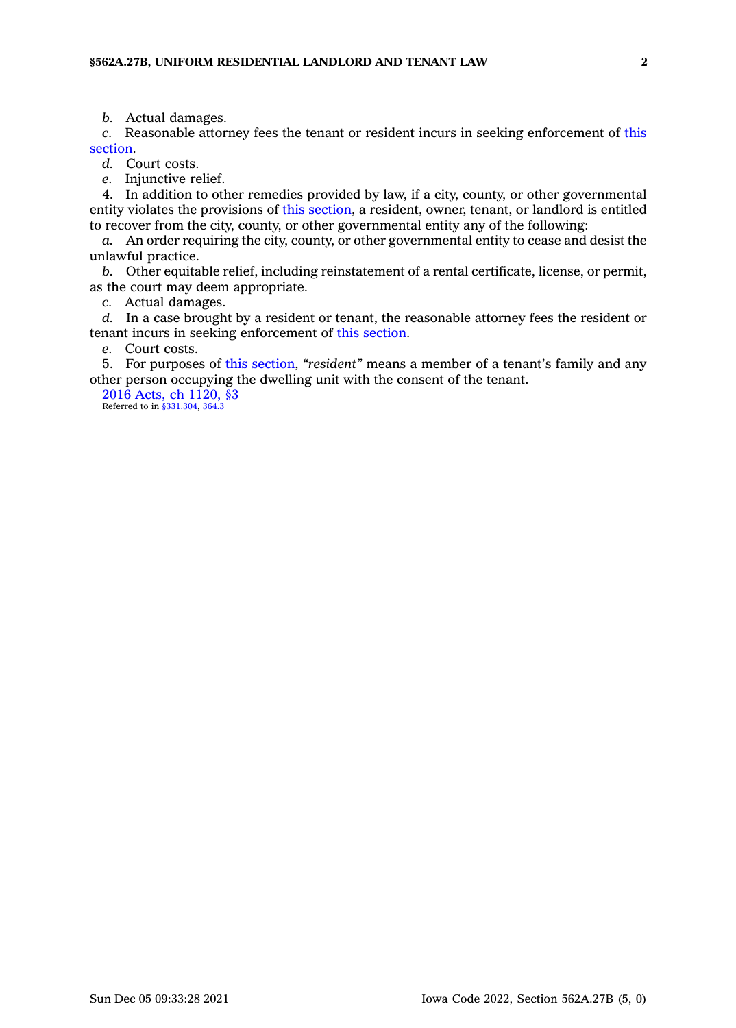*b.* Actual damages.

*c.* Reasonable attorney fees the tenant or resident incurs in seeking enforcement of this section.

*d.* Court costs.

*e.* Injunctive relief.

4. In addition to other remedies provided by law, if a city, county, or other governmental entity violates the provisions of this section, a resident, owner, tenant, or landlord is entitled to recover from the city, county, or other governmental entity any of the following:

*a.* An order requiring the city, county, or other governmental entity to cease and desist the unlawful practice.

*b.* Other equitable relief, including reinstatement of a rental certificate, license, or permit, as the court may deem appropriate.

*c.* Actual damages.

*d.* In a case brought by a resident or tenant, the reasonable attorney fees the resident or tenant incurs in seeking enforcement of this section.

*e.* Court costs.

5. For purposes of this section, *"resident"* means a member of a tenant's family and any other person occupying the dwelling unit with the consent of the tenant.

2016 Acts, ch 1120, §3

Referred to in §331.304, 364.3